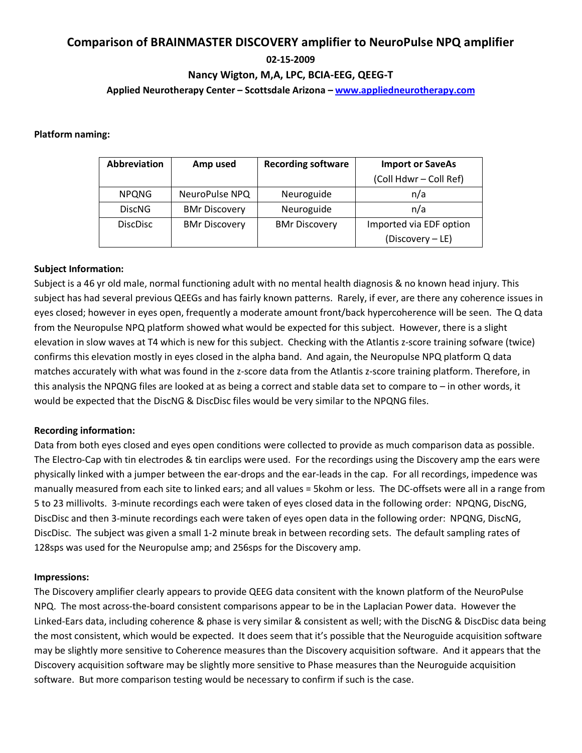# Comparison of BRAINMASTER DISCOVERY amplifier to NeuroPulse NPQ amplifier

**02-15-2009**

**Nancy Wigton, M,A, LPC, BCIA-EEG, QEEG-T**

**Applied Neurotherapy Center – Scottsdale Arizona – [www.appliedneurotherapy.com](http://www.appliedneurotherapy.com)**

**Platform naming:**

| Abbreviation | Amp used | Recording software | Import or SaveAs (Coll Hdwr – Coll Ref) |
|---|---|---|---|
| NPQNG | NeuroPulse NPQ | Neuroguide | n/a |
| DiscNG | BMr Discovery | Neuroguide | n/a |
| DiscDisc | BMr Discovery | BMr Discovery | Imported via EDF option (Discovery – LE) |

**Subject Information:**

Subject is a 46 yr old male, normal functioning adult with no mental health diagnosis & no known head injury. This subject has had several previous QEEGs and has fairly known patterns. Rarely, if ever, are there any coherence issues in eyes closed; however in eyes open, frequently a moderate amount front/back hypercoherence will be seen. The Q data from the Neuropulse NPQ platform showed what would be expected for this subject. However, there is a slight elevation in slow waves at T4 which is new for this subject. Checking with the Atlantis z-score training sofware (twice) confirms this elevation mostly in eyes closed in the alpha band. And again, the Neuropulse NPQ platform Q data matches accurately with what was found in the z-score data from the Atlantis z-score training platform. Therefore, in this analysis the NPQNG files are looked at as being a correct and stable data set to compare to – in other words, it would be expected that the DiscNG & DiscDisc files would be very similar to the NPQNG files.

**Recording information:**

Data from both eyes closed and eyes open conditions were collected to provide as much comparison data as possible. The Electro-Cap with tin electrodes & tin earclips were used. For the recordings using the Discovery amp the ears were physically linked with a jumper between the ear-drops and the ear-leads in the cap. For all recordings, impedence was manually measured from each site to linked ears; and all values = 5kohm or less. The DC-offsets were all in a range from 5 to 23 millivolts. 3-minute recordings each were taken of eyes closed data in the following order: NPQNG, DiscNG, DiscDisc and then 3-minute recordings each were taken of eyes open data in the following order: NPQNG, DiscNG, DiscDisc. The subject was given a small 1-2 minute break in between recording sets. The default sampling rates of 128sps was used for the Neuropulse amp; and 256sps for the Discovery amp.

**Impressions:**

The Discovery amplifier clearly appears to provide QEEG data consitent with the known platform of the NeuroPulse NPQ. The most across-the-board consistent comparisons appear to be in the Laplacian Power data. However the Linked-Ears data, including coherence & phase is very similar & consistent as well; with the DiscNG & DiscDisc data being the most consistent, which would be expected. It does seem that it's possible that the Neuroguide acquisition software may be slightly more sensitive to Coherence measures than the Discovery acquisition software. And it appears that the Discovery acquisition software may be slightly more sensitive to Phase measures than the Neuroguide acquisition software. But more comparison testing would be necessary to confirm if such is the case.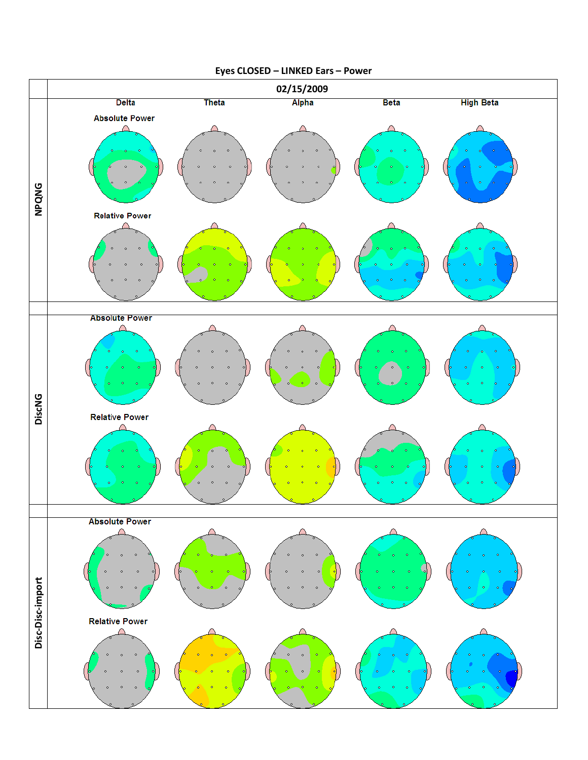# Eyes CLOSED – LINKED Ears – Power

| | 02/15/2009 | | | | |
|---|---|---|---|---|---|
| | Delta | Theta | Alpha | Beta | High Beta |
| **NPQNG** | Absolute Power | | | | |
| | Relative Power | | | | |
| **DiscNG** | Absolute Power | | | | |
| | Relative Power | | | | |
| **Disc-Disc-import** | Absolute Power | | | | |
| | Relative Power | | | | |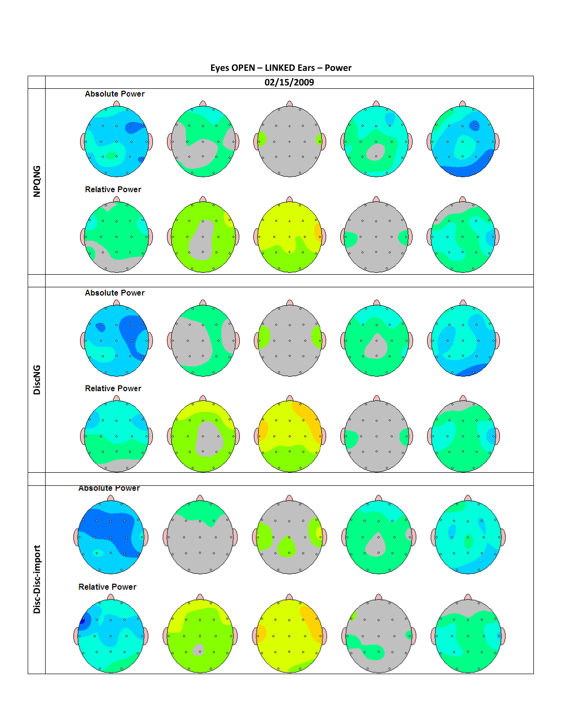**Eyes OPEN – LINKED Ears – Power**

| | 02/15/2009 |
|---|---|
| NPQNG | Absolute Power |
| | Relative Power |
| DiscNG | Absolute Power |
| | Relative Power |
| Disc-Disc-import | Absolute Power |
| | Relative Power |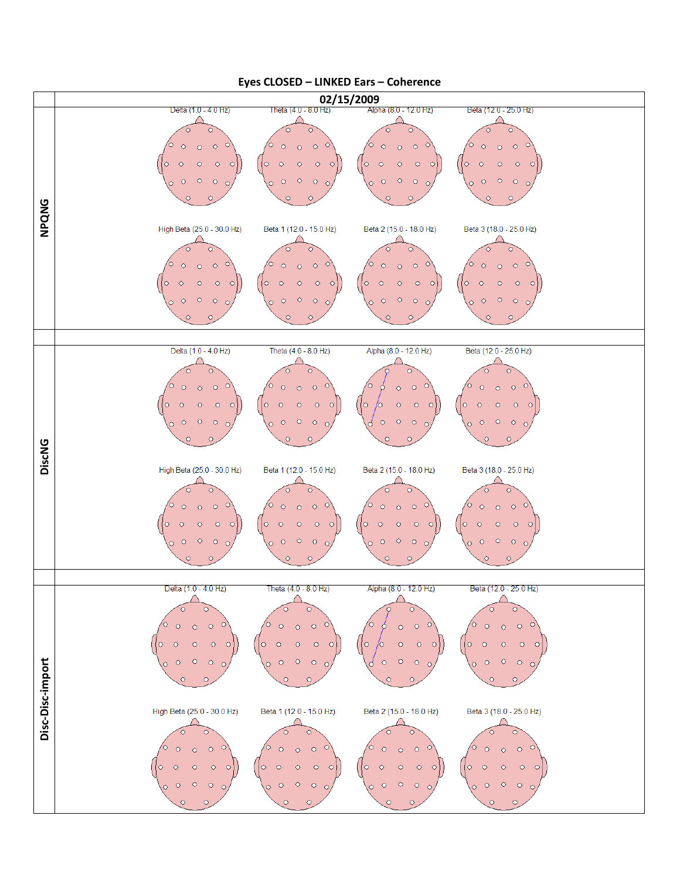# Eyes CLOSED – LINKED Ears – Coherence

| | 02/15/2009 |
|---|---|
| **NPQNG** | Delta (1.0 - 4.0 Hz) · Theta (4.0 - 8.0 Hz) · Alpha (8.0 - 12.0 Hz) · Beta (12.0 - 25.0 Hz) · High Beta (25.0 - 30.0 Hz) · Beta 1 (12.0 - 15.0 Hz) · Beta 2 (15.0 - 18.0 Hz) · Beta 3 (18.0 - 25.0 Hz) |
| | |
| **DiscNG** | Delta (1.0 - 4.0 Hz) · Theta (4.0 - 8.0 Hz) · Alpha (8.0 - 12.0 Hz) · Beta (12.0 - 25.0 Hz) · High Beta (25.0 - 30.0 Hz) · Beta 1 (12.0 - 15.0 Hz) · Beta 2 (15.0 - 18.0 Hz) · Beta 3 (18.0 - 25.0 Hz) |
| | |
| **Disc-Disc-import** | Delta (1.0 - 4.0 Hz) · Theta (4.0 - 8.0 Hz) · Alpha (8.0 - 12.0 Hz) · Beta (12.0 - 25.0 Hz) · High Beta (25.0 - 30.0 Hz) · Beta 1 (12.0 - 15.0 Hz) · Beta 2 (15.0 - 18.0 Hz) · Beta 3 (18.0 - 25.0 Hz) |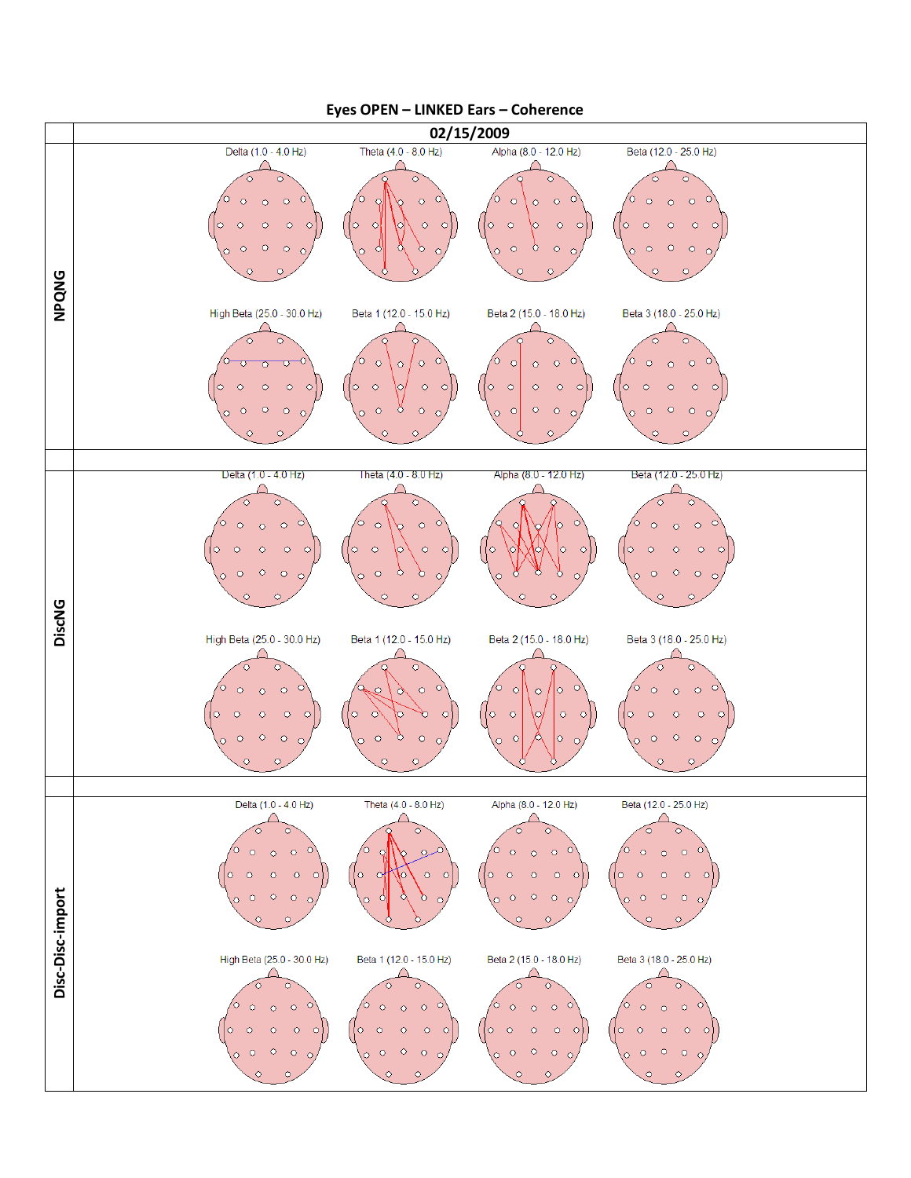**Eyes OPEN – LINKED Ears – Coherence**

| | 02/15/2009 |
|---|---|
| **NPQNG** | Delta (1.0 - 4.0 Hz) · Theta (4.0 - 8.0 Hz) · Alpha (8.0 - 12.0 Hz) · Beta (12.0 - 25.0 Hz)<br>High Beta (25.0 - 30.0 Hz) · Beta 1 (12.0 - 15.0 Hz) · Beta 2 (15.0 - 18.0 Hz) · Beta 3 (18.0 - 25.0 Hz) |
| | |
| **DiscNG** | Delta (1.0 - 4.0 Hz) · Theta (4.0 - 8.0 Hz) · Alpha (8.0 - 12.0 Hz) · Beta (12.0 - 25.0 Hz)<br>High Beta (25.0 - 30.0 Hz) · Beta 1 (12.0 - 15.0 Hz) · Beta 2 (15.0 - 18.0 Hz) · Beta 3 (18.0 - 25.0 Hz) |
| | |
| **Disc-Disc-import** | Delta (1.0 - 4.0 Hz) · Theta (4.0 - 8.0 Hz) · Alpha (8.0 - 12.0 Hz) · Beta (12.0 - 25.0 Hz)<br>High Beta (25.0 - 30.0 Hz) · Beta 1 (12.0 - 15.0 Hz) · Beta 2 (15.0 - 18.0 Hz) · Beta 3 (18.0 - 25.0 Hz) |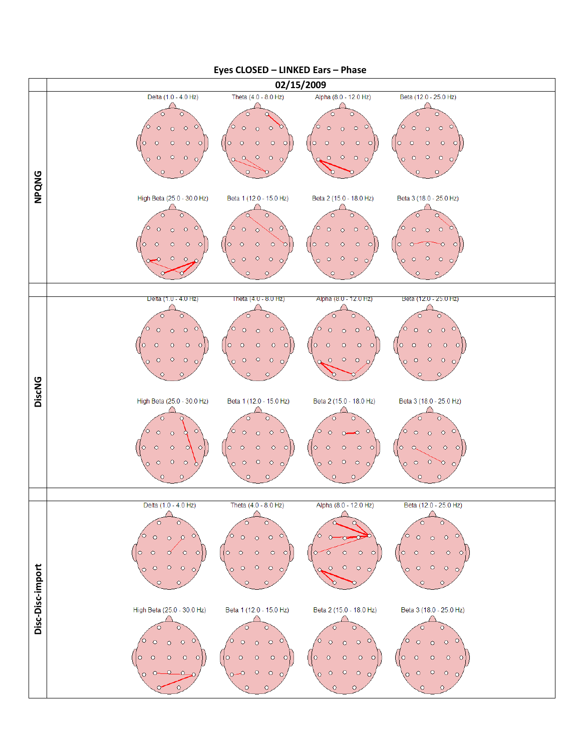## Eyes CLOSED – LINKED Ears – Phase

### 02/15/2009

**NPQNG**

Delta (1.0 - 4.0 Hz) | Theta (4.0 - 8.0 Hz) | Alpha (8.0 - 12.0 Hz) | Beta (12.0 - 25.0 Hz)

High Beta (25.0 - 30.0 Hz) | Beta 1 (12.0 - 15.0 Hz) | Beta 2 (15.0 - 18.0 Hz) | Beta 3 (18.0 - 25.0 Hz)

**DiscNG**

Delta (1.0 - 4.0 Hz) | Theta (4.0 - 8.0 Hz) | Alpha (8.0 - 12.0 Hz) | Beta (12.0 - 25.0 Hz)

High Beta (25.0 - 30.0 Hz) | Beta 1 (12.0 - 15.0 Hz) | Beta 2 (15.0 - 18.0 Hz) | Beta 3 (18.0 - 25.0 Hz)

**Disc-Disc-import**

Delta (1.0 - 4.0 Hz) | Theta (4.0 - 8.0 Hz) | Alpha (8.0 - 12.0 Hz) | Beta (12.0 - 25.0 Hz)

High Beta (25.0 - 30.0 Hz) | Beta 1 (12.0 - 15.0 Hz) | Beta 2 (15.0 - 18.0 Hz) | Beta 3 (18.0 - 25.0 Hz)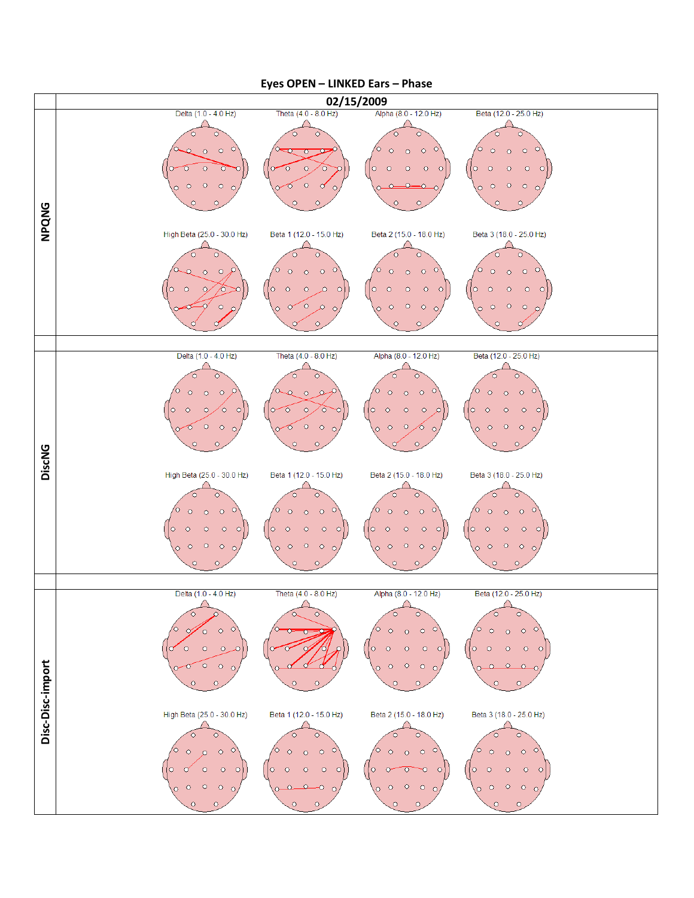# Eyes OPEN – LINKED Ears – Phase

| | 02/15/2009 |
|---|---|
| **NPQNG** | Delta (1.0 - 4.0 Hz) Theta (4.0 - 8.0 Hz) Alpha (8.0 - 12.0 Hz) Beta (12.0 - 25.0 Hz) High Beta (25.0 - 30.0 Hz) Beta 1 (12.0 - 15.0 Hz) Beta 2 (15.0 - 18.0 Hz) Beta 3 (18.0 - 25.0 Hz) |
| | |
| **DiscNG** | Delta (1.0 - 4.0 Hz) Theta (4.0 - 8.0 Hz) Alpha (8.0 - 12.0 Hz) Beta (12.0 - 25.0 Hz) High Beta (25.0 - 30.0 Hz) Beta 1 (12.0 - 15.0 Hz) Beta 2 (15.0 - 18.0 Hz) Beta 3 (18.0 - 25.0 Hz) |
| | |
| **Disc-Disc-import** | Delta (1.0 - 4.0 Hz) Theta (4.0 - 8.0 Hz) Alpha (8.0 - 12.0 Hz) Beta (12.0 - 25.0 Hz) High Beta (25.0 - 30.0 Hz) Beta 1 (12.0 - 15.0 Hz) Beta 2 (15.0 - 18.0 Hz) Beta 3 (18.0 - 25.0 Hz) |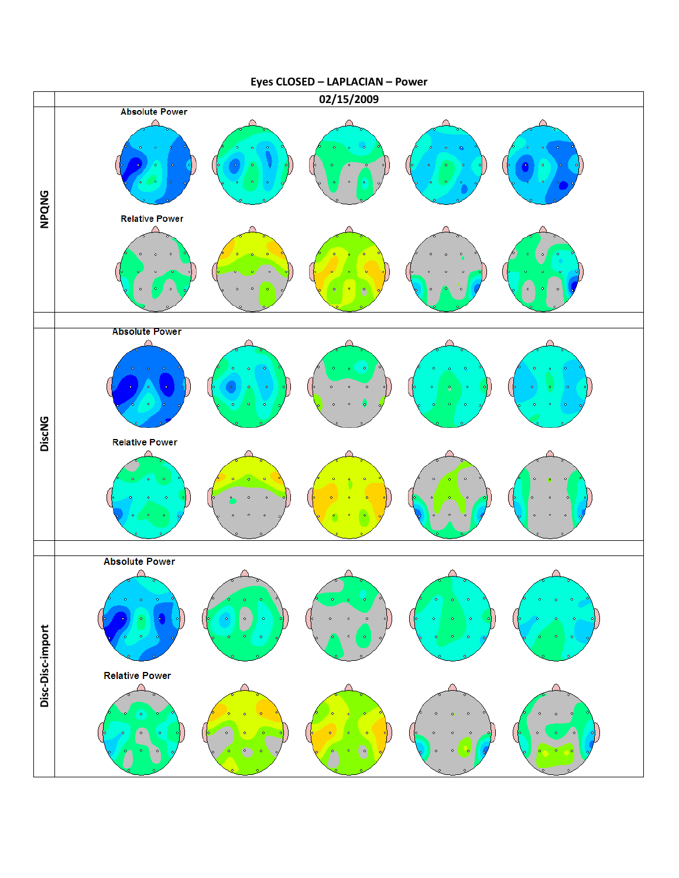**Eyes CLOSED – LAPLACIAN – Power**

| | 02/15/2009 |
|---|---|
| NPQNG | Absolute Power |
| | Relative Power |
| | |
| DiscNG | Absolute Power |
| | Relative Power |
| | |
| Disc-Disc-import | Absolute Power |
| | Relative Power |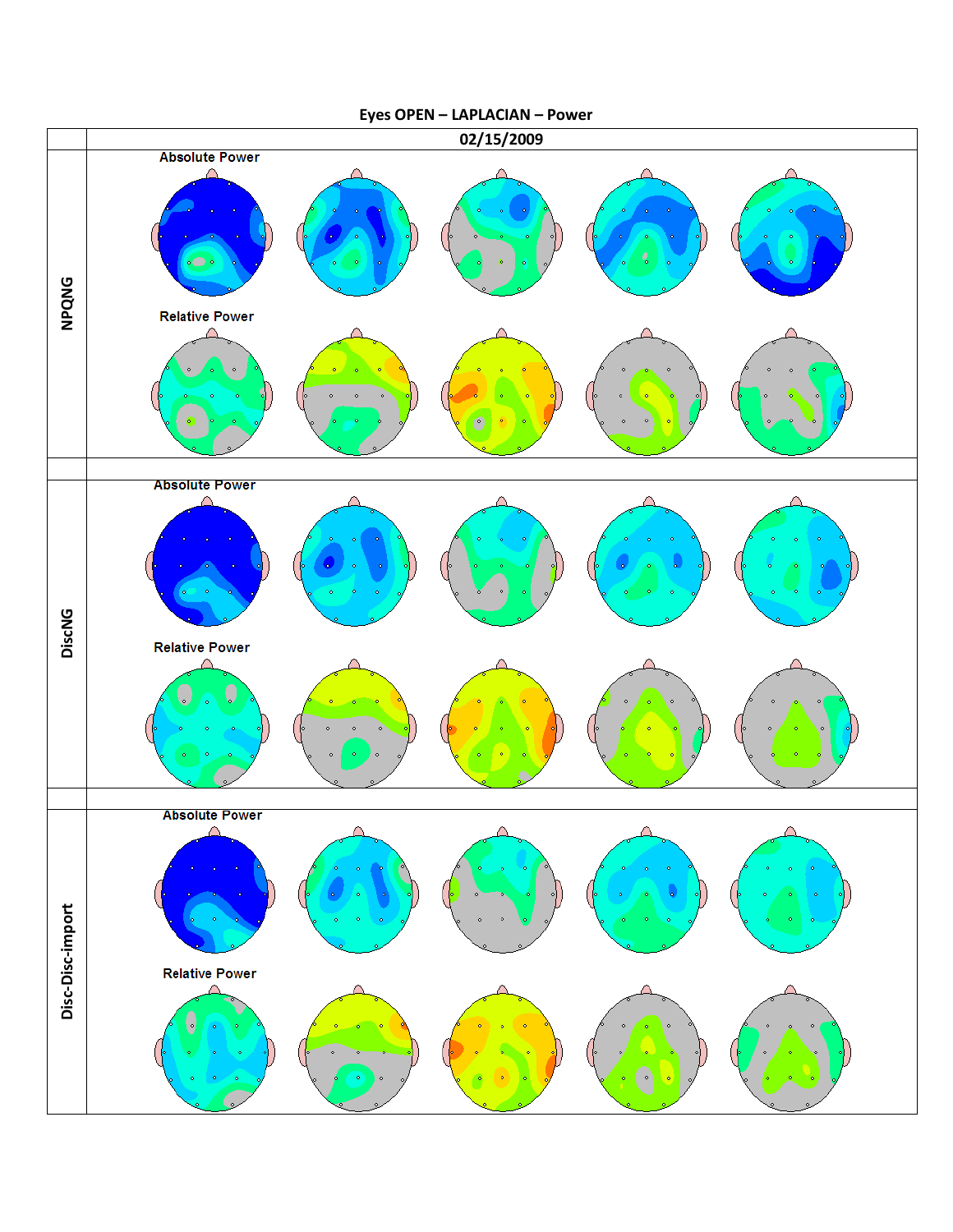# Eyes OPEN – LAPLACIAN – Power

02/15/2009

**NPQNG**

Absolute Power

Relative Power

**DiscNG**

Absolute Power

Relative Power

**Disc-Disc-import**

Absolute Power

Relative Power